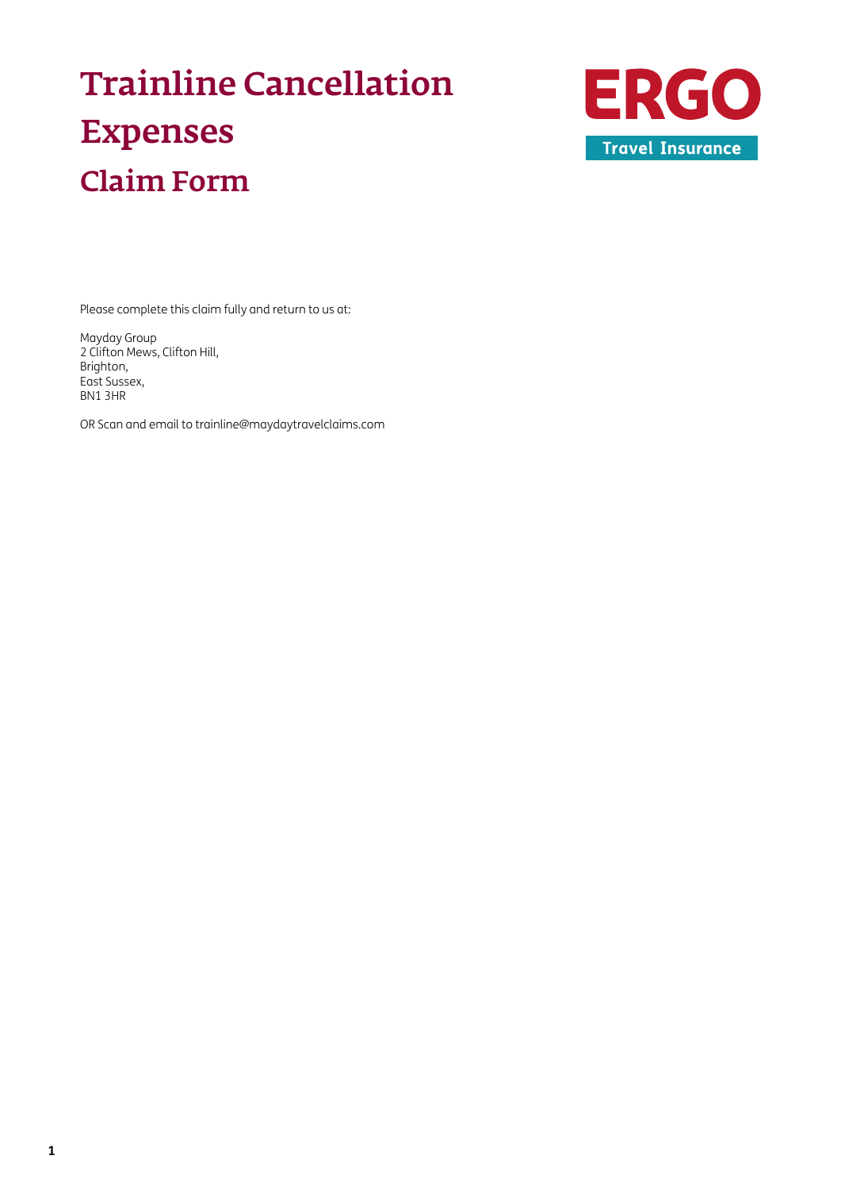# Trainline Cancellation Expenses

## Claim Form

ERGO

Travel Insurance

Please complete this claim fully and return to us at:

Mayday Group
2 Clifton Mews, Clifton Hill,
Brighton,
East Sussex,
BN1 3HR

OR Scan and email to trainline@maydaytravelclaims.com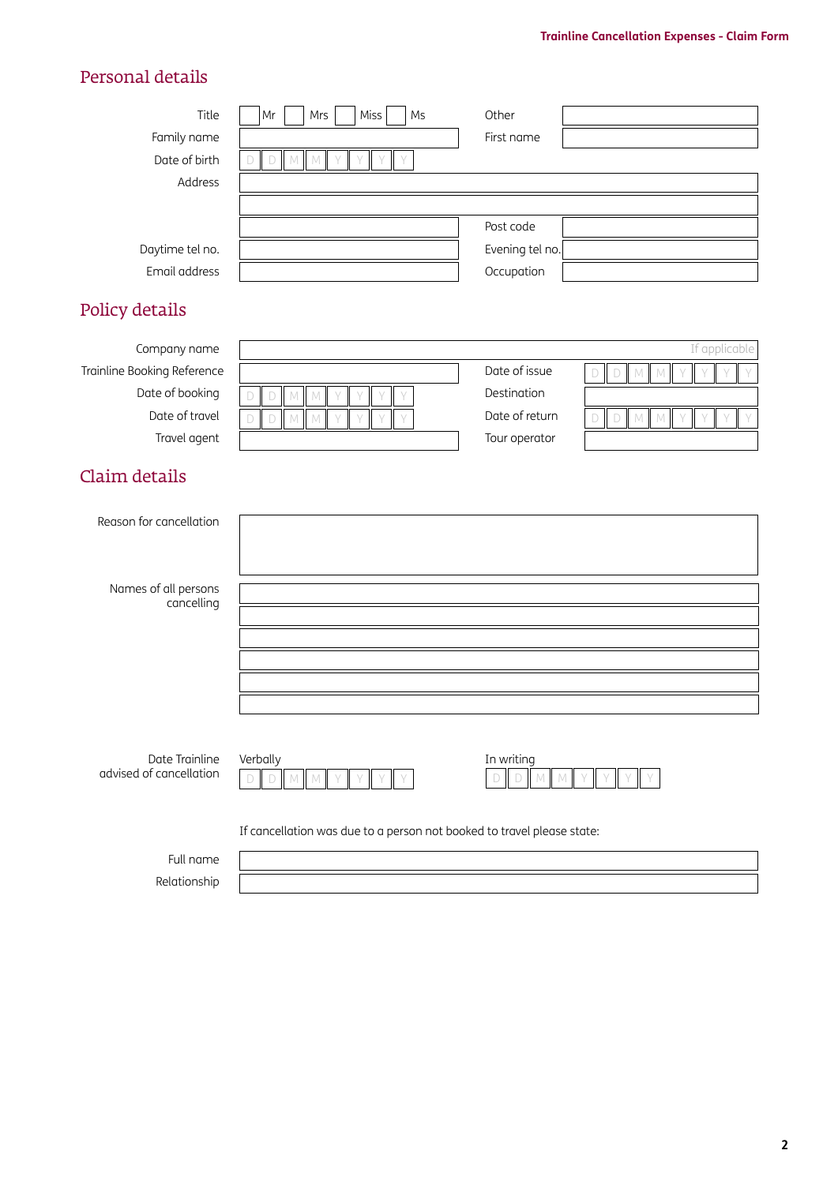## Personal details

Title ☐ Mr ☐ Mrs ☐ Miss ☐ Ms Other

Family name First name

Date of birth D D M M Y Y Y Y

Address

Post code

Daytime tel no. Evening tel no.

Email address Occupation

## Policy details

Company name If applicable

Trainline Booking Reference Date of issue D D M M Y Y Y Y

Date of booking D D M M Y Y Y Y Destination

Date of travel D D M M Y Y Y Y Date of return D D M M Y Y Y Y

Travel agent Tour operator

## Claim details

Reason for cancellation

Names of all persons cancelling

Date Trainline advised of cancellation Verbally D D M M Y Y Y Y In writing D D M M Y Y Y Y

If cancellation was due to a person not booked to travel please state:

Full name

Relationship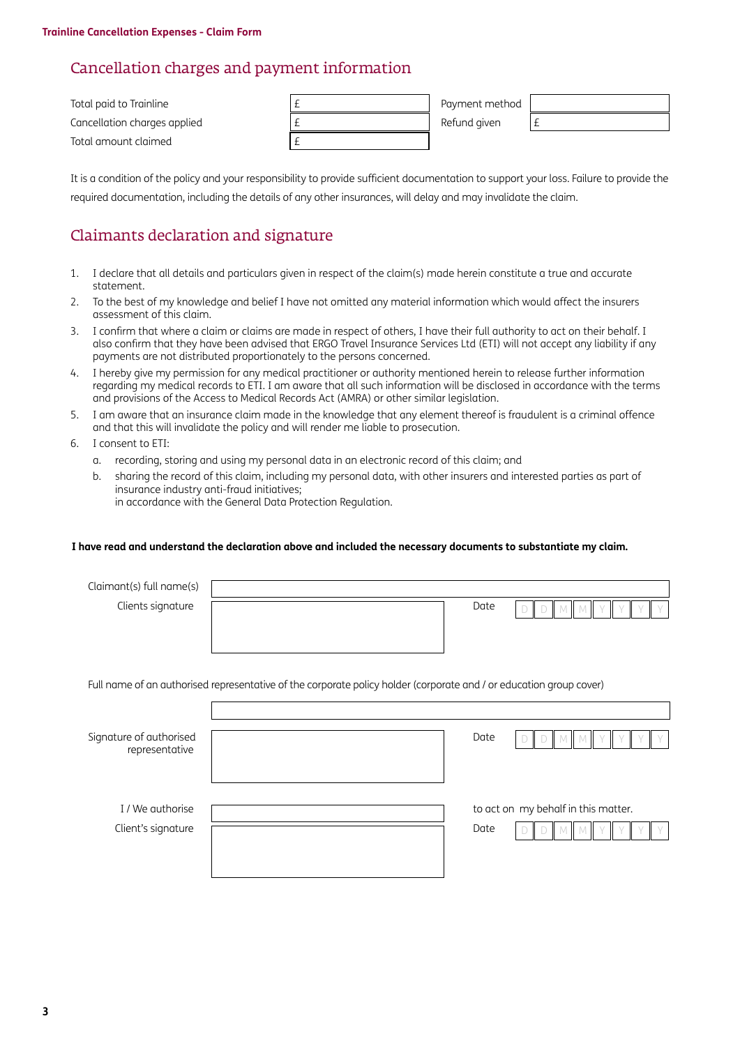## Cancellation charges and payment information

| | | | |
|---|---|---|---|
| Total paid to Trainline | £ | Payment method | |
| Cancellation charges applied | £ | Refund given | £ |
| Total amount claimed | £ | | |

It is a condition of the policy and your responsibility to provide sufficient documentation to support your loss. Failure to provide the required documentation, including the details of any other insurances, will delay and may invalidate the claim.

## Claimants declaration and signature

1. I declare that all details and particulars given in respect of the claim(s) made herein constitute a true and accurate statement.
2. To the best of my knowledge and belief I have not omitted any material information which would affect the insurers assessment of this claim.
3. I confirm that where a claim or claims are made in respect of others, I have their full authority to act on their behalf. I also confirm that they have been advised that ERGO Travel Insurance Services Ltd (ETI) will not accept any liability if any payments are not distributed proportionately to the persons concerned.
4. I hereby give my permission for any medical practitioner or authority mentioned herein to release further information regarding my medical records to ETI. I am aware that all such information will be disclosed in accordance with the terms and provisions of the Access to Medical Records Act (AMRA) or other similar legislation.
5. I am aware that an insurance claim made in the knowledge that any element thereof is fraudulent is a criminal offence and that this will invalidate the policy and will render me liable to prosecution.
6. I consent to ETI:
   a. recording, storing and using my personal data in an electronic record of this claim; and
   b. sharing the record of this claim, including my personal data, with other insurers and interested parties as part of insurance industry anti-fraud initiatives;
   in accordance with the General Data Protection Regulation.

**I have read and understand the declaration above and included the necessary documents to substantiate my claim.**

Claimant(s) full name(s)

Clients signature

Date D D M M Y Y Y Y

Full name of an authorised representative of the corporate policy holder (corporate and / or education group cover)

Signature of authorised representative

Date D D M M Y Y Y Y

I / We authorise ______ to act on my behalf in this matter.

Client's signature

Date D D M M Y Y Y Y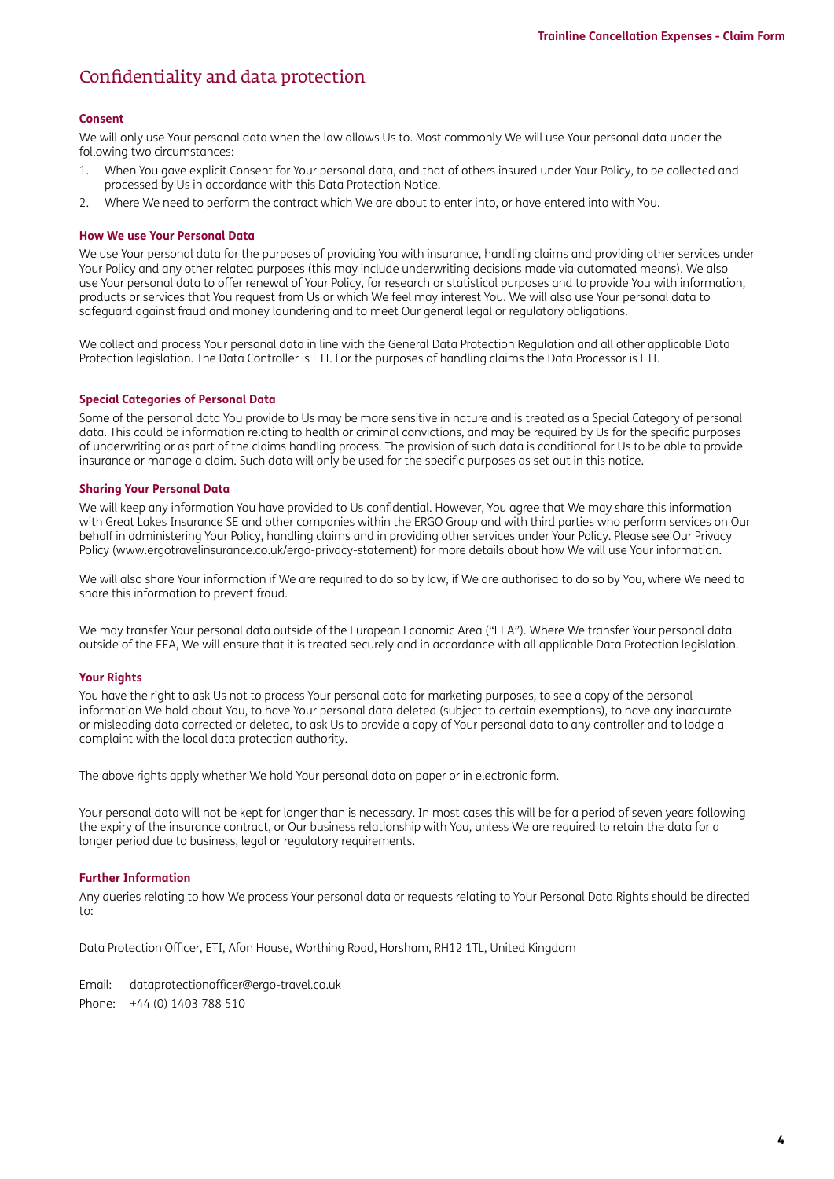# Confidentiality and data protection

### Consent

We will only use Your personal data when the law allows Us to. Most commonly We will use Your personal data under the following two circumstances:

1. When You gave explicit Consent for Your personal data, and that of others insured under Your Policy, to be collected and processed by Us in accordance with this Data Protection Notice.
2. Where We need to perform the contract which We are about to enter into, or have entered into with You.

### How We use Your Personal Data

We use Your personal data for the purposes of providing You with insurance, handling claims and providing other services under Your Policy and any other related purposes (this may include underwriting decisions made via automated means). We also use Your personal data to offer renewal of Your Policy, for research or statistical purposes and to provide You with information, products or services that You request from Us or which We feel may interest You. We will also use Your personal data to safeguard against fraud and money laundering and to meet Our general legal or regulatory obligations.

We collect and process Your personal data in line with the General Data Protection Regulation and all other applicable Data Protection legislation. The Data Controller is ETI. For the purposes of handling claims the Data Processor is ETI.

### Special Categories of Personal Data

Some of the personal data You provide to Us may be more sensitive in nature and is treated as a Special Category of personal data. This could be information relating to health or criminal convictions, and may be required by Us for the specific purposes of underwriting or as part of the claims handling process. The provision of such data is conditional for Us to be able to provide insurance or manage a claim. Such data will only be used for the specific purposes as set out in this notice.

### Sharing Your Personal Data

We will keep any information You have provided to Us confidential. However, You agree that We may share this information with Great Lakes Insurance SE and other companies within the ERGO Group and with third parties who perform services on Our behalf in administering Your Policy, handling claims and in providing other services under Your Policy. Please see Our Privacy Policy (www.ergotravelinsurance.co.uk/ergo-privacy-statement) for more details about how We will use Your information.

We will also share Your information if We are required to do so by law, if We are authorised to do so by You, where We need to share this information to prevent fraud.

We may transfer Your personal data outside of the European Economic Area ("EEA"). Where We transfer Your personal data outside of the EEA, We will ensure that it is treated securely and in accordance with all applicable Data Protection legislation.

### Your Rights

You have the right to ask Us not to process Your personal data for marketing purposes, to see a copy of the personal information We hold about You, to have Your personal data deleted (subject to certain exemptions), to have any inaccurate or misleading data corrected or deleted, to ask Us to provide a copy of Your personal data to any controller and to lodge a complaint with the local data protection authority.

The above rights apply whether We hold Your personal data on paper or in electronic form.

Your personal data will not be kept for longer than is necessary. In most cases this will be for a period of seven years following the expiry of the insurance contract, or Our business relationship with You, unless We are required to retain the data for a longer period due to business, legal or regulatory requirements.

### Further Information

Any queries relating to how We process Your personal data or requests relating to Your Personal Data Rights should be directed to:

Data Protection Officer, ETI, Afon House, Worthing Road, Horsham, RH12 1TL, United Kingdom

Email: dataprotectionofficer@ergo-travel.co.uk
Phone: +44 (0) 1403 788 510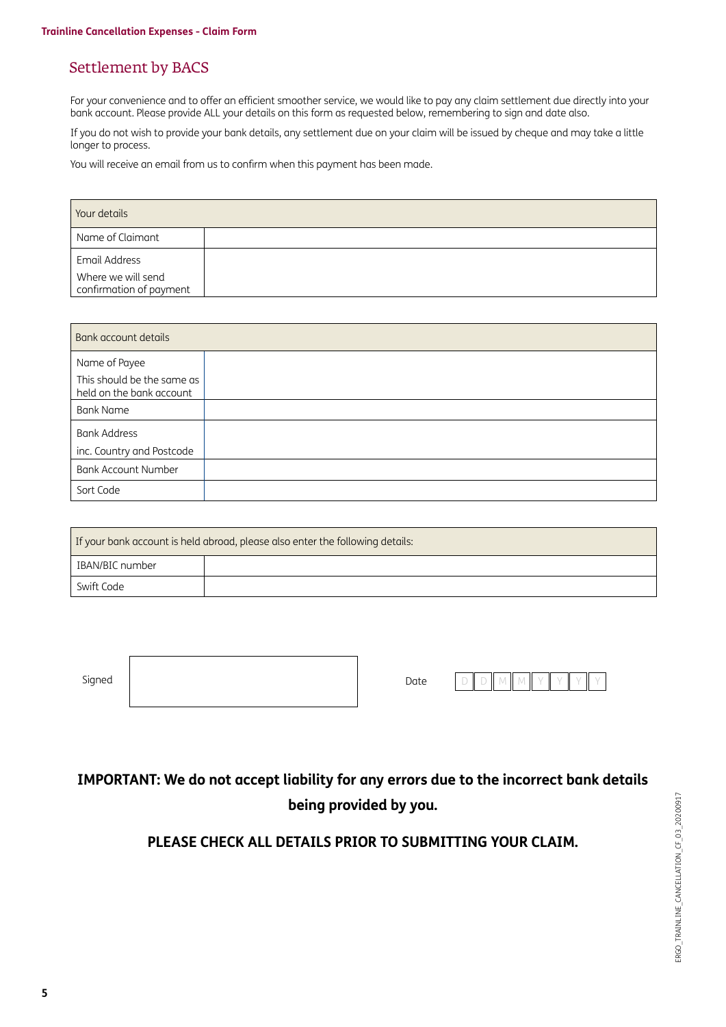## Settlement by BACS

For your convenience and to offer an efficient smoother service, we would like to pay any claim settlement due directly into your bank account. Please provide ALL your details on this form as requested below, remembering to sign and date also.

If you do not wish to provide your bank details, any settlement due on your claim will be issued by cheque and may take a little longer to process.

You will receive an email from us to confirm when this payment has been made.

| Your details | |
|---|---|
| Name of Claimant | |
| Email Address<br>Where we will send confirmation of payment | |

| Bank account details | |
|---|---|
| Name of Payee<br>This should be the same as held on the bank account | |
| Bank Name | |
| Bank Address<br>inc. Country and Postcode | |
| Bank Account Number | |
| Sort Code | |

| If your bank account is held abroad, please also enter the following details: | |
|---|---|
| IBAN/BIC number | |
| Swift Code | |

Signed

Date D D M M Y Y Y Y

**IMPORTANT: We do not accept liability for any errors due to the incorrect bank details being provided by you.**

**PLEASE CHECK ALL DETAILS PRIOR TO SUBMITTING YOUR CLAIM.**

ERGO_TRAINLINE_CANCELLATION_CF_03_20200917